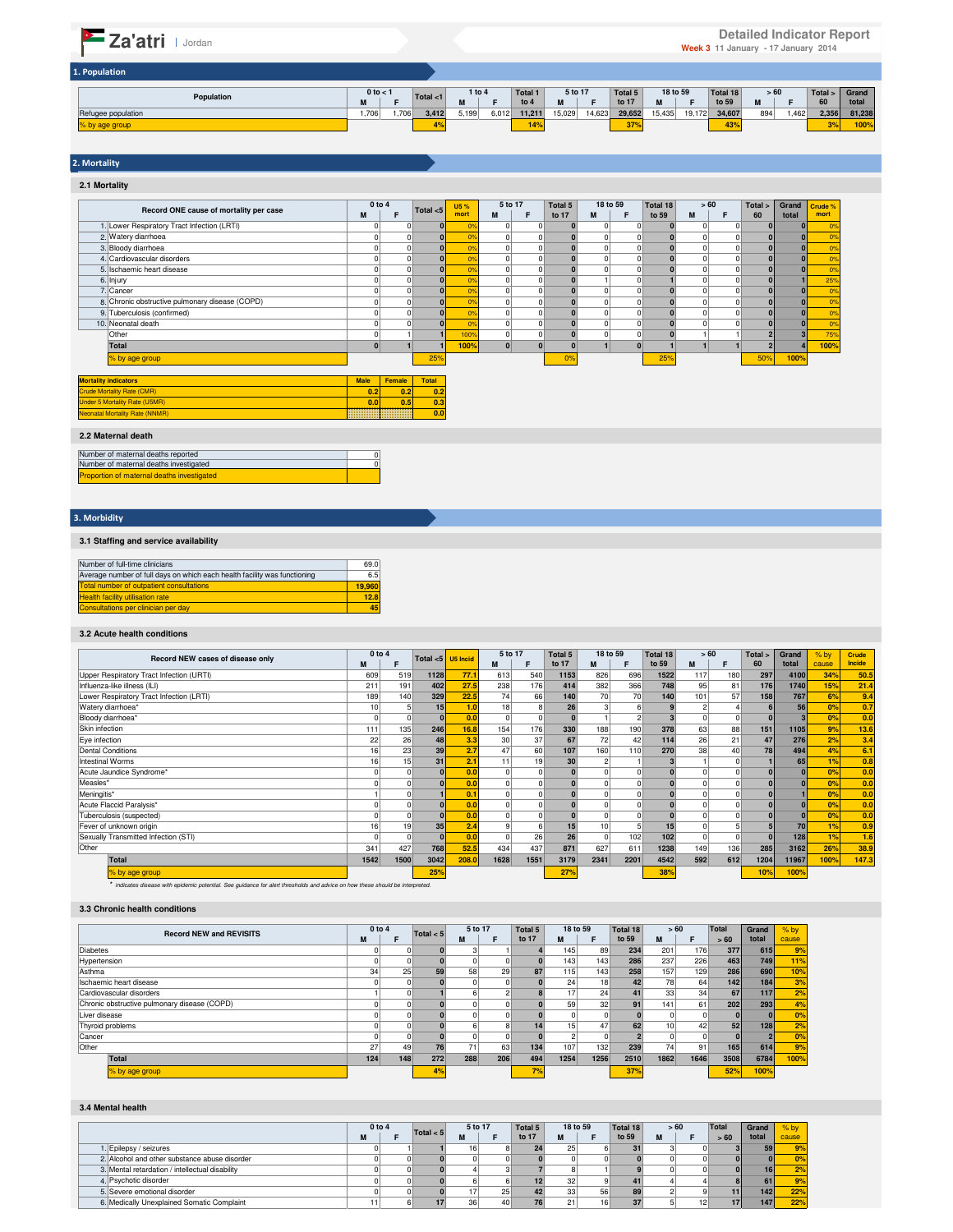# Za'atri | Jordan

## Detailed Indicator Report

**Week 3** 11 January - 17 January 2014

## 1. Population

| Population | 0 to < 1 M | 0 to < 1 F | Total <1 | 1 to 4 M | 1 to 4 F | Total 1 to 4 | 5 to 17 M | 5 to 17 F | Total 5 to 17 | 18 to 59 M | 18 to 59 F | Total 18 to 59 | > 60 M | > 60 F | Total > 60 | Grand total |
|---|---|---|---|---|---|---|---|---|---|---|---|---|---|---|---|---|
| Refugee population | 1,706 | 1,706 | 3,412 | 5,199 | 6,012 | 11,211 | 15,029 | 14,623 | 29,652 | 15,435 | 19,172 | 34,607 | 894 | 1,462 | 2,356 | 81,238 |
| % by age group | | | 4% | | | 14% | | | 37% | | | 43% | | | 3% | 100% |

## 2. Mortality

### 2.1 Mortality

| | Record ONE cause of mortality per case | 0 to 4 M | 0 to 4 F | Total <5 | U5 % mort | 5 to 17 M | 5 to 17 F | Total 5 to 17 | 18 to 59 M | 18 to 59 F | Total 18 to 59 | > 60 M | > 60 F | Total > 60 | Grand total | Crude % mort |
|---|---|---|---|---|---|---|---|---|---|---|---|---|---|---|---|---|
| 1. | Lower Respiratory Tract Infection (LRTI) | 0 | 0 | 0 | 0% | 0 | 0 | 0 | 0 | 0 | 0 | 0 | 0 | 0 | 0 | 0% |
| 2. | Watery diarrhoea | 0 | 0 | 0 | 0% | 0 | 0 | 0 | 0 | 0 | 0 | 0 | 0 | 0 | 0 | 0% |
| 3. | Bloody diarrhoea | 0 | 0 | 0 | 0% | 0 | 0 | 0 | 0 | 0 | 0 | 0 | 0 | 0 | 0 | 0% |
| 4. | Cardiovascular disorders | 0 | 0 | 0 | 0% | 0 | 0 | 0 | 0 | 0 | 0 | 0 | 0 | 0 | 0 | 0% |
| 5. | Ischaemic heart disease | 0 | 0 | 0 | 0% | 0 | 0 | 0 | 0 | 0 | 0 | 0 | 0 | 0 | 0 | 0% |
| 6. | Injury | 0 | 0 | 0 | 0% | 0 | 0 | 0 | 1 | 0 | 1 | 0 | 0 | 0 | 1 | 25% |
| 7. | Cancer | 0 | 0 | 0 | 0% | 0 | 0 | 0 | 0 | 0 | 0 | 0 | 0 | 0 | 0 | 0% |
| 8. | Chronic obstructive pulmonary disease (COPD) | 0 | 0 | 0 | 0% | 0 | 0 | 0 | 0 | 0 | 0 | 0 | 0 | 0 | 0 | 0% |
| 9. | Tuberculosis (confirmed) | 0 | 0 | 0 | 0% | 0 | 0 | 0 | 0 | 0 | 0 | 0 | 0 | 0 | 0 | 0% |
| 10. | Neonatal death | 0 | 0 | 0 | 0% | 0 | 0 | 0 | 0 | 0 | 0 | 0 | 0 | 0 | 0 | 0% |
| | Other | 0 | 1 | 1 | 100% | 0 | 0 | 0 | 0 | 0 | 0 | 1 | 1 | 2 | 3 | 75% |
| | **Total** | 0 | 1 | 1 | 100% | 0 | 0 | 0 | 1 | 0 | 1 | 1 | 1 | 2 | 4 | 100% |
| | % by age group | | | 25% | | | | 0% | | | 25% | | | 50% | 100% | |

| Mortality indicators | Male | Female | Total |
|---|---|---|---|
| Crude Mortality Rate (CMR) | 0.2 | 0.2 | 0.2 |
| Under 5 Mortality Rate (U5MR) | 0.0 | 0.5 | 0.3 |
| Neonatal Mortality Rate (NNMR) | | | 0.0 |

### 2.2 Maternal death

| | |
|---|---|
| Number of maternal deaths reported | 0 |
| Number of maternal deaths investigated | 0 |
| Proportion of maternal deaths investigated | |

## 3. Morbidity

### 3.1 Staffing and service availability

| | |
|---|---|
| Number of full-time clinicians | 69.0 |
| Average number of full days on which each health facility was functioning | 6.5 |
| Total number of outpatient consultations | 19,960 |
| Health facility utilisation rate | 12.8 |
| Consultations per clinician per day | 45 |

### 3.2 Acute health conditions

| Record NEW cases of disease only | 0 to 4 M | 0 to 4 F | Total <5 | U5 Incid | 5 to 17 M | 5 to 17 F | Total 5 to 17 | 18 to 59 M | 18 to 59 F | Total 18 to 59 | > 60 M | > 60 F | Total > 60 | Grand total | % by cause | Crude Incide |
|---|---|---|---|---|---|---|---|---|---|---|---|---|---|---|---|---|
| Upper Respiratory Tract Infection (URTI) | 609 | 519 | 1128 | 77.1 | 613 | 540 | 1153 | 826 | 696 | 1522 | 117 | 180 | 297 | 4100 | 34% | 50.5 |
| Influenza-like illness (ILI) | 211 | 191 | 402 | 27.5 | 238 | 176 | 414 | 382 | 366 | 748 | 95 | 81 | 176 | 1740 | 15% | 21.4 |
| Lower Respiratory Tract Infection (LRTI) | 189 | 140 | 329 | 22.5 | 74 | 66 | 140 | 70 | 70 | 140 | 101 | 57 | 158 | 767 | 6% | 9.4 |
| Watery diarrhoea* | 10 | 5 | 15 | 1.0 | 18 | 8 | 26 | 3 | 6 | 9 | 2 | 4 | 6 | 56 | 0% | 0.7 |
| Bloody diarrhoea* | 0 | 0 | 0 | 0.0 | 0 | 0 | 0 | 1 | 2 | 3 | 0 | 0 | 0 | 3 | 0% | 0.0 |
| Skin infection | 111 | 135 | 246 | 16.8 | 154 | 176 | 330 | 188 | 190 | 378 | 63 | 88 | 151 | 1105 | 9% | 13.6 |
| Eye infection | 22 | 26 | 48 | 3.3 | 30 | 37 | 67 | 72 | 42 | 114 | 26 | 21 | 47 | 276 | 2% | 3.4 |
| Dental Conditions | 16 | 23 | 39 | 2.7 | 47 | 60 | 107 | 160 | 110 | 270 | 38 | 40 | 78 | 494 | 4% | 6.1 |
| Intestinal Worms | 16 | 15 | 31 | 2.1 | 11 | 19 | 30 | 2 | 1 | 3 | 1 | 0 | 1 | 65 | 1% | 0.8 |
| Acute Jaundice Syndrome* | 0 | 0 | 0 | 0.0 | 0 | 0 | 0 | 0 | 0 | 0 | 0 | 0 | 0 | 0 | 0% | 0.0 |
| Measles* | 0 | 0 | 0 | 0.0 | 0 | 0 | 0 | 0 | 0 | 0 | 0 | 0 | 0 | 0 | 0% | 0.0 |
| Meningitis* | 1 | 0 | 1 | 0.1 | 0 | 0 | 0 | 0 | 0 | 0 | 0 | 0 | 0 | 1 | 0% | 0.0 |
| Acute Flaccid Paralysis* | 0 | 0 | 0 | 0.0 | 0 | 0 | 0 | 0 | 0 | 0 | 0 | 0 | 0 | 0 | 0% | 0.0 |
| Tuberculosis (suspected) | 0 | 0 | 0 | 0.0 | 0 | 0 | 0 | 0 | 0 | 0 | 0 | 0 | 0 | 0 | 0% | 0.0 |
| Fever of unknown origin | 16 | 19 | 35 | 2.4 | 9 | 6 | 15 | 10 | 5 | 15 | 0 | 5 | 5 | 70 | 1% | 0.9 |
| Sexually Transmitted Infection (STI) | 0 | 0 | 0 | 0.0 | 0 | 26 | 26 | 0 | 102 | 102 | 0 | 0 | 0 | 128 | 1% | 1.6 |
| Other | 341 | 427 | 768 | 52.5 | 434 | 437 | 871 | 627 | 611 | 1238 | 149 | 136 | 285 | 3162 | 26% | 38.9 |
| **Total** | 1542 | 1500 | 3042 | 208.0 | 1628 | 1551 | 3179 | 2341 | 2201 | 4542 | 592 | 612 | 1204 | 11967 | 100% | 147.3 |
| % by age group | | | 25% | | | | 27% | | | 38% | | | 10% | 100% | | |

* indicates disease with epidemic potential. See guidance for alert thresholds and advice on how these should be interpreted.

### 3.3 Chronic health conditions

| Record NEW and REVISITS | 0 to 4 M | 0 to 4 F | Total < 5 | 5 to 17 M | 5 to 17 F | Total 5 to 17 | 18 to 59 M | 18 to 59 F | Total 18 to 59 | > 60 M | > 60 F | Total > 60 | Grand total | % by cause |
|---|---|---|---|---|---|---|---|---|---|---|---|---|---|---|
| Diabetes | 0 | 0 | 0 | 3 | 1 | 4 | 145 | 89 | 234 | 201 | 176 | 377 | 615 | 9% |
| Hypertension | 0 | 0 | 0 | 0 | 0 | 0 | 143 | 143 | 286 | 237 | 226 | 463 | 749 | 11% |
| Asthma | 34 | 25 | 59 | 58 | 29 | 87 | 115 | 143 | 258 | 157 | 129 | 286 | 690 | 10% |
| Ischaemic heart disease | 0 | 0 | 0 | 0 | 0 | 0 | 24 | 18 | 42 | 78 | 64 | 142 | 184 | 3% |
| Cardiovascular disorders | 1 | 0 | 1 | 6 | 2 | 8 | 17 | 24 | 41 | 33 | 34 | 67 | 117 | 2% |
| Chronic obstructive pulmonary disease (COPD) | 0 | 0 | 0 | 0 | 0 | 0 | 59 | 32 | 91 | 141 | 61 | 202 | 293 | 4% |
| Liver disease | 0 | 0 | 0 | 0 | 0 | 0 | 0 | 0 | 0 | 0 | 0 | 0 | 0 | 0% |
| Thyroid problems | 0 | 0 | 0 | 6 | 8 | 14 | 15 | 47 | 62 | 10 | 42 | 52 | 128 | 2% |
| Cancer | 0 | 0 | 0 | 0 | 0 | 0 | 2 | 0 | 2 | 0 | 0 | 0 | 2 | 0% |
| Other | 27 | 49 | 76 | 71 | 63 | 134 | 107 | 132 | 239 | 74 | 91 | 165 | 614 | 9% |
| **Total** | 124 | 148 | 272 | 288 | 206 | 494 | 1254 | 1256 | 2510 | 1862 | 1646 | 3508 | 6784 | 100% |
| % by age group | | | 4% | | | 7% | | | 37% | | | 52% | 100% | |

### 3.4 Mental health

| | | 0 to 4 M | 0 to 4 F | Total < 5 | 5 to 17 M | 5 to 17 F | Total 5 to 17 | 18 to 59 M | 18 to 59 F | Total 18 to 59 | > 60 M | > 60 F | Total > 60 | Grand total | % by cause |
|---|---|---|---|---|---|---|---|---|---|---|---|---|---|---|---|
| 1. | Epilepsy / seizures | 0 | 1 | 1 | 16 | 8 | 24 | 25 | 6 | 31 | 3 | 0 | 3 | 59 | 9% |
| 2. | Alcohol and other substance abuse disorder | 0 | 0 | 0 | 0 | 0 | 0 | 0 | 0 | 0 | 0 | 0 | 0 | 0 | 0% |
| 3. | Mental retardation / intellectual disability | 0 | 0 | 0 | 4 | 3 | 7 | 8 | 1 | 9 | 0 | 0 | 0 | 16 | 2% |
| 4. | Psychotic disorder | 0 | 0 | 0 | 6 | 6 | 12 | 32 | 9 | 41 | 4 | 4 | 8 | 61 | 9% |
| 5. | Severe emotional disorder | 0 | 0 | 0 | 17 | 25 | 42 | 33 | 56 | 89 | 2 | 9 | 11 | 142 | 22% |
| 6. | Medically Unexplained Somatic Complaint | 11 | 6 | 17 | 36 | 40 | 76 | 21 | 16 | 37 | 5 | 12 | 17 | 147 | 22% |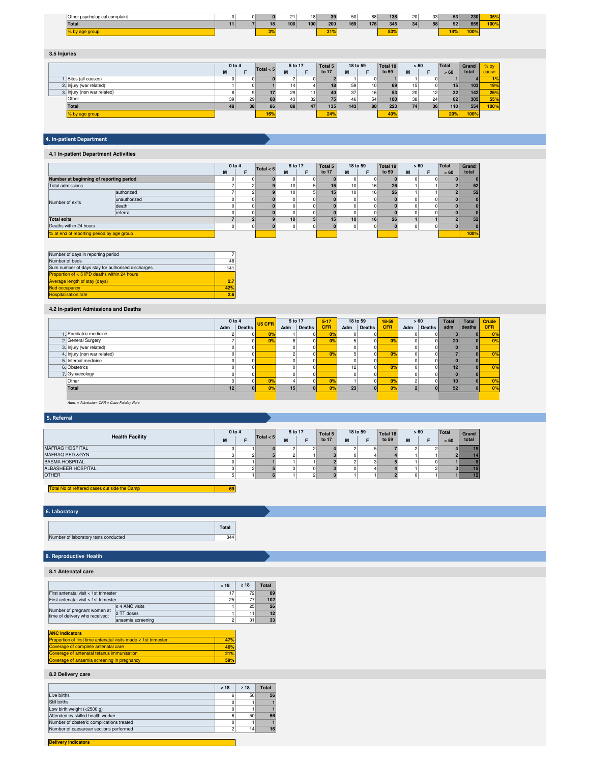| | 0 to 4 M | F | Total < 5 | 5 to 17 M | F | Total 5 to 17 | 18 to 59 M | F | Total 18 to 59 | > 60 M | F | Total > 60 | Grand total | |
|---|---|---|---|---|---|---|---|---|---|---|---|---|---|---|
| Other psychological complaint | 0 | 0 | 0 | 21 | 18 | 39 | 50 | 88 | 138 | 20 | 33 | 53 | 230 | 35% |
| **Total** | 11 | 7 | 18 | 100 | 100 | 200 | 169 | 176 | 345 | 34 | 58 | 92 | 655 | 100% |
| % by age group | | | 3% | | | 31% | | | 53% | | | 14% | 100% | |

### 3.5 Injuries

| | | 0 to 4 | | Total < 5 | 5 to 17 | | Total 5 to 17 | 18 to 59 | | Total 18 to 59 | > 60 | | Total > 60 | Grand total | % by cause |
|---|---|---|---|---|---|---|---|---|---|---|---|---|---|---|---|
| | | M | F | | M | F | | M | F | | M | F | | | |
| 1. | Bites (all causes) | 0 | 0 | 0 | 2 | 0 | 2 | 1 | 0 | 1 | 1 | 0 | 1 | 4 | 1% |
| 2. | Injury (war related) | 1 | 0 | 1 | 14 | 4 | 18 | 59 | 10 | 69 | 15 | 0 | 15 | 103 | 19% |
| 3. | Injury (non war related) | 8 | 9 | 17 | 29 | 11 | 40 | 37 | 16 | 53 | 20 | 12 | 32 | 142 | 26% |
| | Other | 39 | 29 | 68 | 43 | 32 | 75 | 46 | 54 | 100 | 38 | 24 | 62 | 305 | 55% |
| | **Total** | 48 | 38 | 86 | 88 | 47 | 135 | 143 | 80 | 223 | 74 | 36 | 110 | 554 | 100% |
| | % by age group | | | 16% | | | 24% | | | 40% | | | 20% | 100% | |

## 4. In-patient Department

### 4.1 In-patient Department Activities

| | | 0 to 4 | | Total < 5 | 5 to 17 | | Total 5 to 17 | 18 to 59 | | Total 18 to 59 | > 60 | | Total > 60 | Grand total |
|---|---|---|---|---|---|---|---|---|---|---|---|---|---|---|
| | | M | F | | M | F | | M | F | | M | F | | |
| **Number at beginning of reporting period** | | 0 | 0 | 0 | 0 | 0 | 0 | 0 | 0 | 0 | 0 | 0 | 0 | 0 |
| Total admissions | | 7 | 2 | 9 | 10 | 5 | 15 | 10 | 16 | 26 | 1 | 1 | 2 | 52 |
| Number of exits | authorized | 7 | 2 | 9 | 10 | 5 | 15 | 10 | 16 | 26 | 1 | 1 | 2 | 52 |
| | unauthorized | 0 | 0 | 0 | 0 | 0 | 0 | 0 | 0 | 0 | 0 | 0 | 0 | 0 |
| | death | 0 | 0 | 0 | 0 | 0 | 0 | 0 | 0 | 0 | 0 | 0 | 0 | 0 |
| | referral | 0 | 0 | 0 | 0 | 0 | 0 | 0 | 0 | 0 | 0 | 0 | 0 | 0 |
| **Total exits** | | 7 | 2 | 9 | 10 | 5 | 15 | 10 | 16 | 26 | 1 | 1 | 2 | 52 |
| Deaths within 24 hours | | 0 | 0 | 0 | 0 | 0 | 0 | 0 | 0 | 0 | 0 | 0 | 0 | 0 |
| % at end of reporting period by age group | | | | | | | | | | | | | | 100% |

| | |
|---|---|
| Number of days in reporting period | 7 |
| Number of beds | 48 |
| Sum number of days stay for authorised discharges | 141 |
| Proportion of < 5 IPD deaths within 24 hours | |
| Average length of stay (days) | 2.7 |
| Bed occupancy | 42% |
| Hospitalisation rate | 2.6 |

### 4.2 In-patient Admissions and Deaths

| | | 0 to 4 Adm | Deaths | U5 CFR | 5 to 17 Adm | Deaths | 5-17 CFR | 18 to 59 Adm | Deaths | 18-59 CFR | > 60 Adm | Deaths | Total adm | Total deaths | Crude CFR |
|---|---|---|---|---|---|---|---|---|---|---|---|---|---|---|---|
| 1. | Paediatric medicine | 2 | 0 | 0% | 1 | 0 | 0% | 0 | 0 | | 0 | 0 | 3 | 0 | 0% |
| 2. | General Surgery | 7 | 0 | 0% | 8 | 0 | 0% | 5 | 0 | 0% | 0 | 0 | 20 | 0 | 0% |
| 3. | Injury (war related) | 0 | 0 | | 0 | 0 | | 0 | 0 | | 0 | 0 | 0 | 0 | |
| 4. | Injury (non war related) | 0 | 0 | | 2 | 0 | 0% | 5 | 0 | 0% | 0 | 0 | 7 | 0 | 0% |
| 5. | Internal medicine | 0 | 0 | | 0 | 0 | | 0 | 0 | | 0 | 0 | 0 | 0 | |
| 6. | Obstetrics | 0 | 0 | | 0 | 0 | | 12 | 0 | 0% | 0 | 0 | 12 | 0 | 0% |
| 7. | Gynaecology | 0 | 0 | | 0 | 0 | | 0 | 0 | | 0 | 0 | 0 | 0 | |
| | Other | 3 | 0 | 0% | 4 | 0 | 0% | 1 | 0 | 0% | 2 | 0 | 10 | 0 | 0% |
| | **Total** | 12 | 0 | 0% | 15 | 0 | 0% | 23 | 0 | 0% | 2 | 0 | 52 | 0 | 0% |

*Adm. = Admission; CFR = Case Fatality Rate*

## 5. Referral

| Health Facility | 0 to 4 M | F | Total < 5 | 5 to 17 M | F | Total 5 to 17 | 18 to 59 M | F | Total 18 to 59 | > 60 M | F | Total > 60 | Grand total |
|---|---|---|---|---|---|---|---|---|---|---|---|---|---|
| MAFRAG HOSPITAL | 3 | 1 | 4 | 2 | 2 | 4 | 2 | 5 | 7 | 2 | 2 | 4 | 19 |
| MAFRAQ PED &GYN | 3 | 2 | 5 | 2 | 1 | 3 | 0 | 4 | 4 | 1 | 1 | 2 | 14 |
| BASMA HOSPITAL | 0 | 1 | 1 | 1 | 1 | 2 | 2 | 3 | 5 | 1 | 0 | 1 | 9 |
| ALBASHEER HOSPITAL | 3 | 2 | 5 | 3 | 0 | 3 | 0 | 4 | 4 | 1 | 2 | 3 | 15 |
| OTHER | 5 | 1 | 6 | 1 | 2 | 3 | 1 | 1 | 2 | 0 | 1 | 1 | 12 |

| | |
|---|---|
| Total No of reffered cases out side the Camp | 69 |

## 6. Laboratory

| | Total |
|---|---|
| Number of laboratory tests conducted | 344 |

## 8. Reproductive Health

### 8.1 Antenatal care

| | | < 18 | ≥ 18 | Total |
|---|---|---|---|---|
| First antenatal visit < 1st trimester | | 17 | 72 | 89 |
| First antenatal visit > 1st trimester | | 25 | 77 | 102 |
| Number of pregnant women at time of delivery who received: | ≥ 4 ANC visits | 1 | 25 | 26 |
| | 2 TT doses | 1 | 11 | 12 |
| | anaemia screening | 2 | 31 | 33 |

| ANC Indicators | |
|---|---|
| Proportion of first time antenatal visits made < 1st trimester | 47% |
| Coverage of complete antenatal care | 46% |
| Coverage of antenatal tetanus immunisation | 21% |
| Coverage of anaemia screening in pregnancy | 59% |

### 8.2 Delivery care

| | < 18 | ≥ 18 | Total |
|---|---|---|---|
| Live births | 6 | 50 | 56 |
| Still births | 0 | 1 | 1 |
| Low birth weight (<2500 g) | 0 | 1 | 1 |
| Attended by skilled health worker | 6 | 50 | 56 |
| Number of obstetric complications treated | 0 | 1 | 1 |
| Number of caesarean sections performed | 2 | 14 | 16 |

**Delivery Indicators**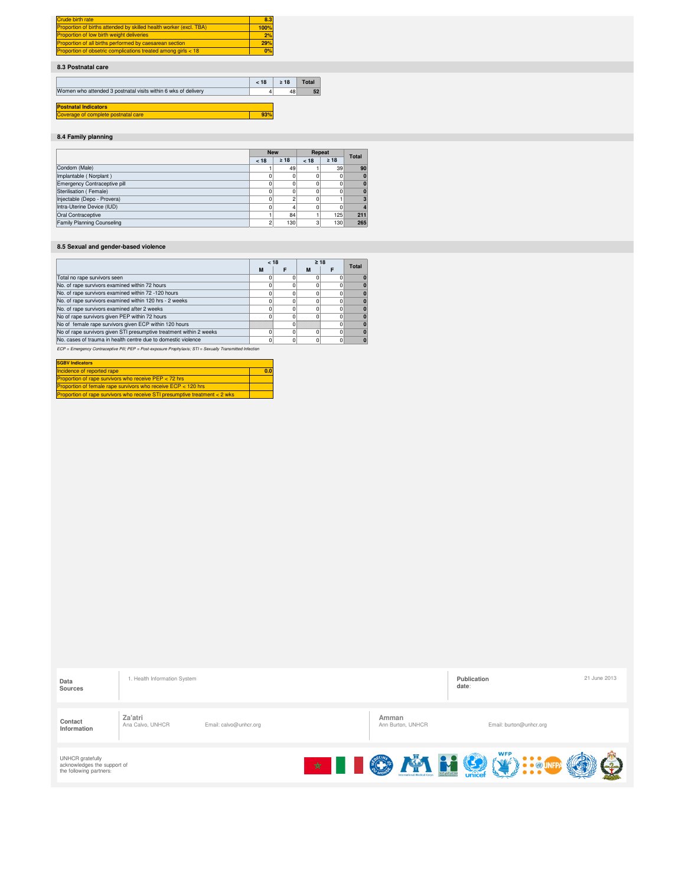| | |
|---|---|
| Crude birth rate | 8.3 |
| Proportion of births attended by skilled health worker (excl. TBA) | 100% |
| Proportion of low birth weight deliveries | 2% |
| Proportion of all births performed by caesarean section | 29% |
| Proportion of obsetric complications treated among girls < 18 | 0% |

### 8.3 Postnatal care

| | < 18 | ≥ 18 | Total |
|---|---|---|---|
| Women who attended 3 postnatal visits within 6 wks of delivery | 4 | 48 | 52 |

| Postnatal Indicators | |
|---|---|
| Coverage of complete postnatal care | 93% |

### 8.4 Family planning

| | New | | Repeat | | Total |
|---|---|---|---|---|---|
| | < 18 | ≥ 18 | < 18 | ≥ 18 | |
| Condom (Male) | 1 | 49 | 1 | 39 | 90 |
| Implantable ( Norplant ) | 0 | 0 | 0 | 0 | 0 |
| Emergency Contraceptive pill | 0 | 0 | 0 | 0 | 0 |
| Sterilisation ( Female) | 0 | 0 | 0 | 0 | 0 |
| Injectable (Depo - Provera) | 0 | 2 | 0 | 1 | 3 |
| Intra-Uterine Device (IUD) | 0 | 4 | 0 | 0 | 4 |
| Oral Contraceptive | 1 | 84 | 1 | 125 | 211 |
| Family Planning Counseling | 2 | 130 | 3 | 130 | 265 |

### 8.5 Sexual and gender-based violence

| | < 18 | | ≥ 18 | | Total |
|---|---|---|---|---|---|
| | M | F | M | F | |
| Total no rape survivors seen | 0 | 0 | 0 | 0 | 0 |
| No. of rape survivors examined within 72 hours | 0 | 0 | 0 | 0 | 0 |
| No. of rape survivors examined within 72 -120 hours | 0 | 0 | 0 | 0 | 0 |
| No. of rape survivors examined within 120 hrs - 2 weeks | 0 | 0 | 0 | 0 | 0 |
| No. of rape survivors examined after 2 weeks | 0 | 0 | 0 | 0 | 0 |
| No of rape survivors given PEP within 72 hours | 0 | 0 | 0 | 0 | 0 |
| No of female rape survivors given ECP within 120 hours | | 0 | | 0 | 0 |
| No of rape survivors given STI presumptive treatment within 2 weeks | 0 | 0 | 0 | 0 | 0 |
| No. cases of trauma in health centre due to domestic violence | 0 | 0 | 0 | 0 | 0 |

*ECP = Emergency Contraceptive Pill; PEP = Post-exposure Prophylaxis; STI = Sexually Transmitted Infection*

| SGBV Indicators | |
|---|---|
| Incidence of reported rape | 0.0 |
| Proportion of rape survivors who receive PEP < 72 hrs | |
| Proportion of female rape survivors who receive ECP < 120 hrs | |
| Proportion of rape survivors who receive STI presumptive treatment < 2 wks | |

**Data Sources**: 1. Health Information System

**Publication date**: 21 June 2013

**Contact Information**

Za'atri — Ana Calvo, UNHCR — Email: calvo@unhcr.org

Amman — Ann Burton, UNHCR — Email: burton@unhcr.org

UNHCR gratefully acknowledges the support of the following partners: